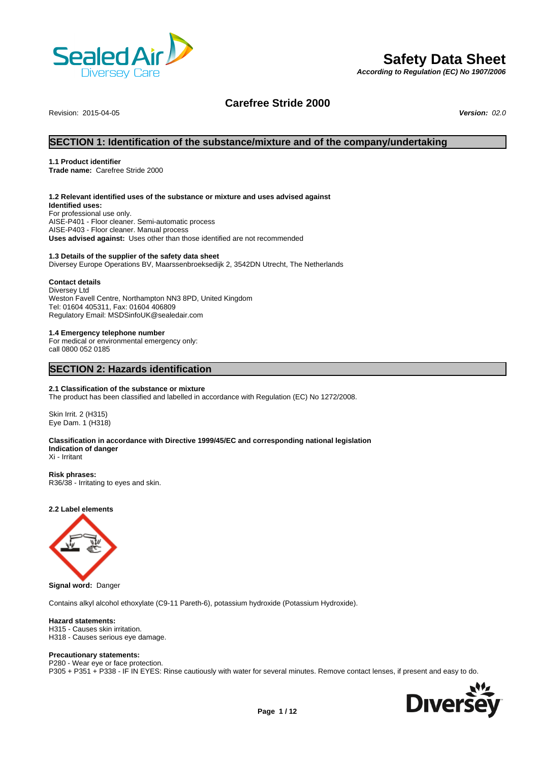# Safety Data Sheet

***According to Regulation (EC) No 1907/2006***

## Carefree Stride 2000

Revision: 2015-04-05

***Version:*** *02.0*

## SECTION 1: Identification of the substance/mixture and of the company/undertaking

**1.1 Product identifier**
**Trade name:** Carefree Stride 2000

**1.2 Relevant identified uses of the substance or mixture and uses advised against**
**Identified uses:**
For professional use only.
AISE-P401 - Floor cleaner. Semi-automatic process
AISE-P403 - Floor cleaner. Manual process
**Uses advised against:** Uses other than those identified are not recommended

**1.3 Details of the supplier of the safety data sheet**
Diversey Europe Operations BV, Maarssenbroeksedijk 2, 3542DN Utrecht, The Netherlands

**Contact details**
Diversey Ltd
Weston Favell Centre, Northampton NN3 8PD, United Kingdom
Tel: 01604 405311, Fax: 01604 406809
Regulatory Email: MSDSinfoUK@sealedair.com

**1.4 Emergency telephone number**
For medical or environmental emergency only:
call 0800 052 0185

## SECTION 2: Hazards identification

**2.1 Classification of the substance or mixture**
The product has been classified and labelled in accordance with Regulation (EC) No 1272/2008.

Skin Irrit. 2 (H315)
Eye Dam. 1 (H318)

**Classification in accordance with Directive 1999/45/EC and corresponding national legislation**
**Indication of danger**
Xi - Irritant

**Risk phrases:**
R36/38 - Irritating to eyes and skin.

**2.2 Label elements**

**Signal word:** Danger

Contains alkyl alcohol ethoxylate (C9-11 Pareth-6), potassium hydroxide (Potassium Hydroxide).

**Hazard statements:**
H315 - Causes skin irritation.
H318 - Causes serious eye damage.

**Precautionary statements:**
P280 - Wear eye or face protection.
P305 + P351 + P338 - IF IN EYES: Rinse cautiously with water for several minutes. Remove contact lenses, if present and easy to do.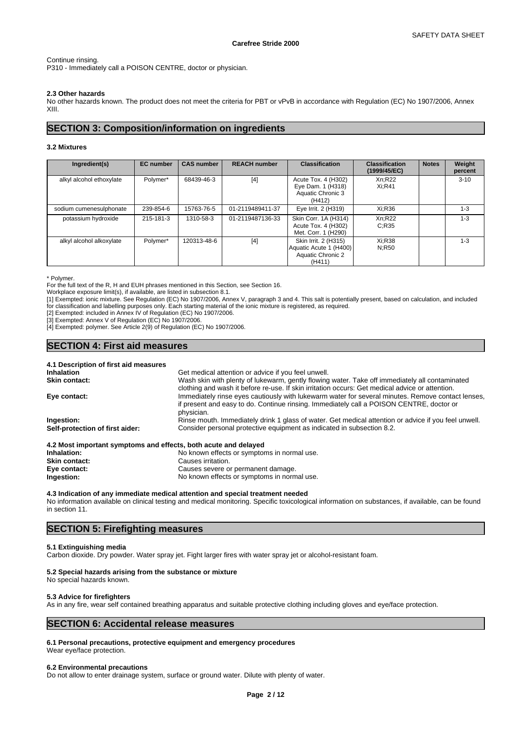Continue rinsing.
P310 - Immediately call a POISON CENTRE, doctor or physician.

### 2.3 Other hazards

No other hazards known. The product does not meet the criteria for PBT or vPvB in accordance with Regulation (EC) No 1907/2006, Annex XIII.

## SECTION 3: Composition/information on ingredients

### 3.2 Mixtures

| Ingredient(s) | EC number | CAS number | REACH number | Classification | Classification (1999/45/EC) | Notes | Weight percent |
|---|---|---|---|---|---|---|---|
| alkyl alcohol ethoxylate | Polymer* | 68439-46-3 | [4] | Acute Tox. 4 (H302) Eye Dam. 1 (H318) Aquatic Chronic 3 (H412) | Xn;R22 Xi;R41 | | 3-10 |
| sodium cumenesulphonate | 239-854-6 | 15763-76-5 | 01-2119489411-37 | Eye Irrit. 2 (H319) | Xi;R36 | | 1-3 |
| potassium hydroxide | 215-181-3 | 1310-58-3 | 01-2119487136-33 | Skin Corr. 1A (H314) Acute Tox. 4 (H302) Met. Corr. 1 (H290) | Xn;R22 C;R35 | | 1-3 |
| alkyl alcohol alkoxylate | Polymer* | 120313-48-6 | [4] | Skin Irrit. 2 (H315) Aquatic Acute 1 (H400) Aquatic Chronic 2 (H411) | Xi;R38 N;R50 | | 1-3 |

\* Polymer.
For the full text of the R, H and EUH phrases mentioned in this Section, see Section 16.
Workplace exposure limit(s), if available, are listed in subsection 8.1.
[1] Exempted: ionic mixture. See Regulation (EC) No 1907/2006, Annex V, paragraph 3 and 4. This salt is potentially present, based on calculation, and included for classification and labelling purposes only. Each starting material of the ionic mixture is registered, as required.
[2] Exempted: included in Annex IV of Regulation (EC) No 1907/2006.
[3] Exempted: Annex V of Regulation (EC) No 1907/2006.
[4] Exempted: polymer. See Article 2(9) of Regulation (EC) No 1907/2006.

## SECTION 4: First aid measures

### 4.1 Description of first aid measures

**Inhalation** Get medical attention or advice if you feel unwell.

**Skin contact:** Wash skin with plenty of lukewarm, gently flowing water. Take off immediately all contaminated clothing and wash it before re-use. If skin irritation occurs: Get medical advice or attention.

**Eye contact:** Immediately rinse eyes cautiously with lukewarm water for several minutes. Remove contact lenses, if present and easy to do. Continue rinsing. Immediately call a POISON CENTRE, doctor or physician.

**Ingestion:** Rinse mouth. Immediately drink 1 glass of water. Get medical attention or advice if you feel unwell.

**Self-protection of first aider:** Consider personal protective equipment as indicated in subsection 8.2.

### 4.2 Most important symptoms and effects, both acute and delayed

**Inhalation:** No known effects or symptoms in normal use.

**Skin contact:** Causes irritation.

**Eye contact:** Causes severe or permanent damage.

**Ingestion:** No known effects or symptoms in normal use.

### 4.3 Indication of any immediate medical attention and special treatment needed

No information available on clinical testing and medical monitoring. Specific toxicological information on substances, if available, can be found in section 11.

## SECTION 5: Firefighting measures

### 5.1 Extinguishing media

Carbon dioxide. Dry powder. Water spray jet. Fight larger fires with water spray jet or alcohol-resistant foam.

### 5.2 Special hazards arising from the substance or mixture

No special hazards known.

### 5.3 Advice for firefighters

As in any fire, wear self contained breathing apparatus and suitable protective clothing including gloves and eye/face protection.

## SECTION 6: Accidental release measures

### 6.1 Personal precautions, protective equipment and emergency procedures

Wear eye/face protection.

### 6.2 Environmental precautions

Do not allow to enter drainage system, surface or ground water. Dilute with plenty of water.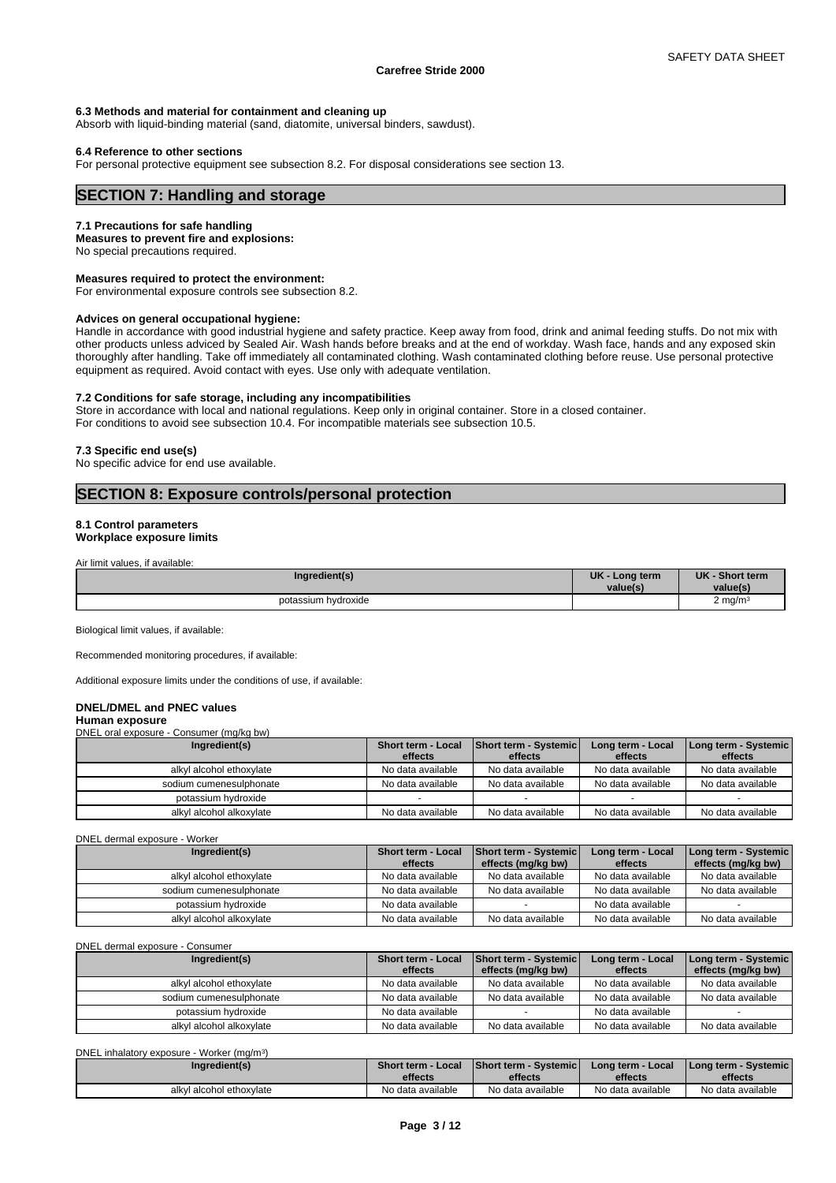### 6.3 Methods and material for containment and cleaning up

Absorb with liquid-binding material (sand, diatomite, universal binders, sawdust).

### 6.4 Reference to other sections

For personal protective equipment see subsection 8.2. For disposal considerations see section 13.

## SECTION 7: Handling and storage

### 7.1 Precautions for safe handling

**Measures to prevent fire and explosions:**

No special precautions required.

**Measures required to protect the environment:**

For environmental exposure controls see subsection 8.2.

**Advices on general occupational hygiene:**

Handle in accordance with good industrial hygiene and safety practice. Keep away from food, drink and animal feeding stuffs. Do not mix with other products unless adviced by Sealed Air. Wash hands before breaks and at the end of workday. Wash face, hands and any exposed skin thoroughly after handling. Take off immediately all contaminated clothing. Wash contaminated clothing before reuse. Use personal protective equipment as required. Avoid contact with eyes. Use only with adequate ventilation.

### 7.2 Conditions for safe storage, including any incompatibilities

Store in accordance with local and national regulations. Keep only in original container. Store in a closed container.
For conditions to avoid see subsection 10.4. For incompatible materials see subsection 10.5.

### 7.3 Specific end use(s)

No specific advice for end use available.

## SECTION 8: Exposure controls/personal protection

### 8.1 Control parameters

**Workplace exposure limits**

Air limit values, if available:

| Ingredient(s) | UK - Long term value(s) | UK - Short term value(s) |
|---|---|---|
| potassium hydroxide | | 2 mg/m³ |

Biological limit values, if available:

Recommended monitoring procedures, if available:

Additional exposure limits under the conditions of use, if available:

**DNEL/DMEL and PNEC values**

**Human exposure**

DNEL oral exposure - Consumer (mg/kg bw)

| Ingredient(s) | Short term - Local effects | Short term - Systemic effects | Long term - Local effects | Long term - Systemic effects |
|---|---|---|---|---|
| alkyl alcohol ethoxylate | No data available | No data available | No data available | No data available |
| sodium cumenesulphonate | No data available | No data available | No data available | No data available |
| potassium hydroxide | - | - | - | - |
| alkyl alcohol alkoxylate | No data available | No data available | No data available | No data available |

DNEL dermal exposure - Worker

| Ingredient(s) | Short term - Local effects | Short term - Systemic effects (mg/kg bw) | Long term - Local effects | Long term - Systemic effects (mg/kg bw) |
|---|---|---|---|---|
| alkyl alcohol ethoxylate | No data available | No data available | No data available | No data available |
| sodium cumenesulphonate | No data available | No data available | No data available | No data available |
| potassium hydroxide | No data available | - | No data available | - |
| alkyl alcohol alkoxylate | No data available | No data available | No data available | No data available |

DNEL dermal exposure - Consumer

| Ingredient(s) | Short term - Local effects | Short term - Systemic effects (mg/kg bw) | Long term - Local effects | Long term - Systemic effects (mg/kg bw) |
|---|---|---|---|---|
| alkyl alcohol ethoxylate | No data available | No data available | No data available | No data available |
| sodium cumenesulphonate | No data available | No data available | No data available | No data available |
| potassium hydroxide | No data available | - | No data available | - |
| alkyl alcohol alkoxylate | No data available | No data available | No data available | No data available |

DNEL inhalatory exposure - Worker (mg/m³)

| Ingredient(s) | Short term - Local effects | Short term - Systemic effects | Long term - Local effects | Long term - Systemic effects |
|---|---|---|---|---|
| alkyl alcohol ethoxylate | No data available | No data available | No data available | No data available |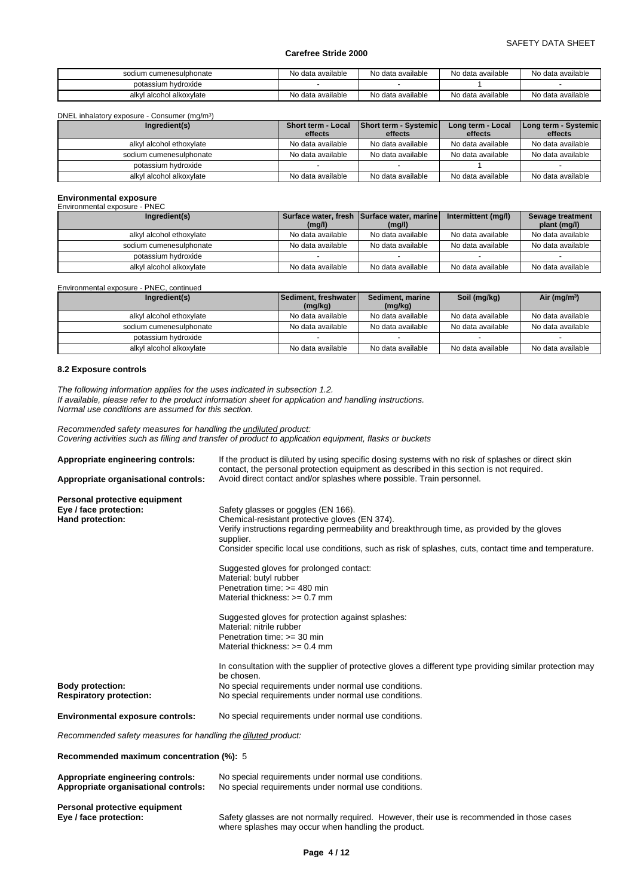| sodium cumenesulphonate | No data available | No data available | No data available | No data available |
|---|---|---|---|---|
| potassium hydroxide | - | - | 1 | - |
| alkyl alcohol alkoxylate | No data available | No data available | No data available | No data available |

DNEL inhalatory exposure - Consumer (mg/m³)

| Ingredient(s) | Short term - Local effects | Short term - Systemic effects | Long term - Local effects | Long term - Systemic effects |
|---|---|---|---|---|
| alkyl alcohol ethoxylate | No data available | No data available | No data available | No data available |
| sodium cumenesulphonate | No data available | No data available | No data available | No data available |
| potassium hydroxide | - | - | 1 | - |
| alkyl alcohol alkoxylate | No data available | No data available | No data available | No data available |

**Environmental exposure**

Environmental exposure - PNEC

| Ingredient(s) | Surface water, fresh (mg/l) | Surface water, marine (mg/l) | Intermittent (mg/l) | Sewage treatment plant (mg/l) |
|---|---|---|---|---|
| alkyl alcohol ethoxylate | No data available | No data available | No data available | No data available |
| sodium cumenesulphonate | No data available | No data available | No data available | No data available |
| potassium hydroxide | - | - | - | - |
| alkyl alcohol alkoxylate | No data available | No data available | No data available | No data available |

Environmental exposure - PNEC, continued

| Ingredient(s) | Sediment, freshwater (mg/kg) | Sediment, marine (mg/kg) | Soil (mg/kg) | Air (mg/m³) |
|---|---|---|---|---|
| alkyl alcohol ethoxylate | No data available | No data available | No data available | No data available |
| sodium cumenesulphonate | No data available | No data available | No data available | No data available |
| potassium hydroxide | - | - | - | - |
| alkyl alcohol alkoxylate | No data available | No data available | No data available | No data available |

### 8.2 Exposure controls

*The following information applies for the uses indicated in subsection 1.2.*
*If available, please refer to the product information sheet for application and handling instructions.*
*Normal use conditions are assumed for this section.*

*Recommended safety measures for handling the undiluted product:*
*Covering activities such as filling and transfer of product to application equipment, flasks or buckets*

**Appropriate engineering controls:** If the product is diluted by using specific dosing systems with no risk of splashes or direct skin contact, the personal protection equipment as described in this section is not required.

**Appropriate organisational controls:** Avoid direct contact and/or splashes where possible. Train personnel.

**Personal protective equipment**

**Eye / face protection:** Safety glasses or goggles (EN 166).

**Hand protection:** Chemical-resistant protective gloves (EN 374).
Verify instructions regarding permeability and breakthrough time, as provided by the gloves supplier.
Consider specific local use conditions, such as risk of splashes, cuts, contact time and temperature.

Suggested gloves for prolonged contact:
Material: butyl rubber
Penetration time: >= 480 min
Material thickness: >= 0.7 mm

Suggested gloves for protection against splashes:
Material: nitrile rubber
Penetration time: >= 30 min
Material thickness: >= 0.4 mm

In consultation with the supplier of protective gloves a different type providing similar protection may be chosen.

**Body protection:** No special requirements under normal use conditions.

**Respiratory protection:** No special requirements under normal use conditions.

**Environmental exposure controls:** No special requirements under normal use conditions.

*Recommended safety measures for handling the diluted product:*

**Recommended maximum concentration (%):** 5

**Appropriate engineering controls:** No special requirements under normal use conditions.

**Appropriate organisational controls:** No special requirements under normal use conditions.

**Personal protective equipment**

**Eye / face protection:** Safety glasses are not normally required. However, their use is recommended in those cases where splashes may occur when handling the product.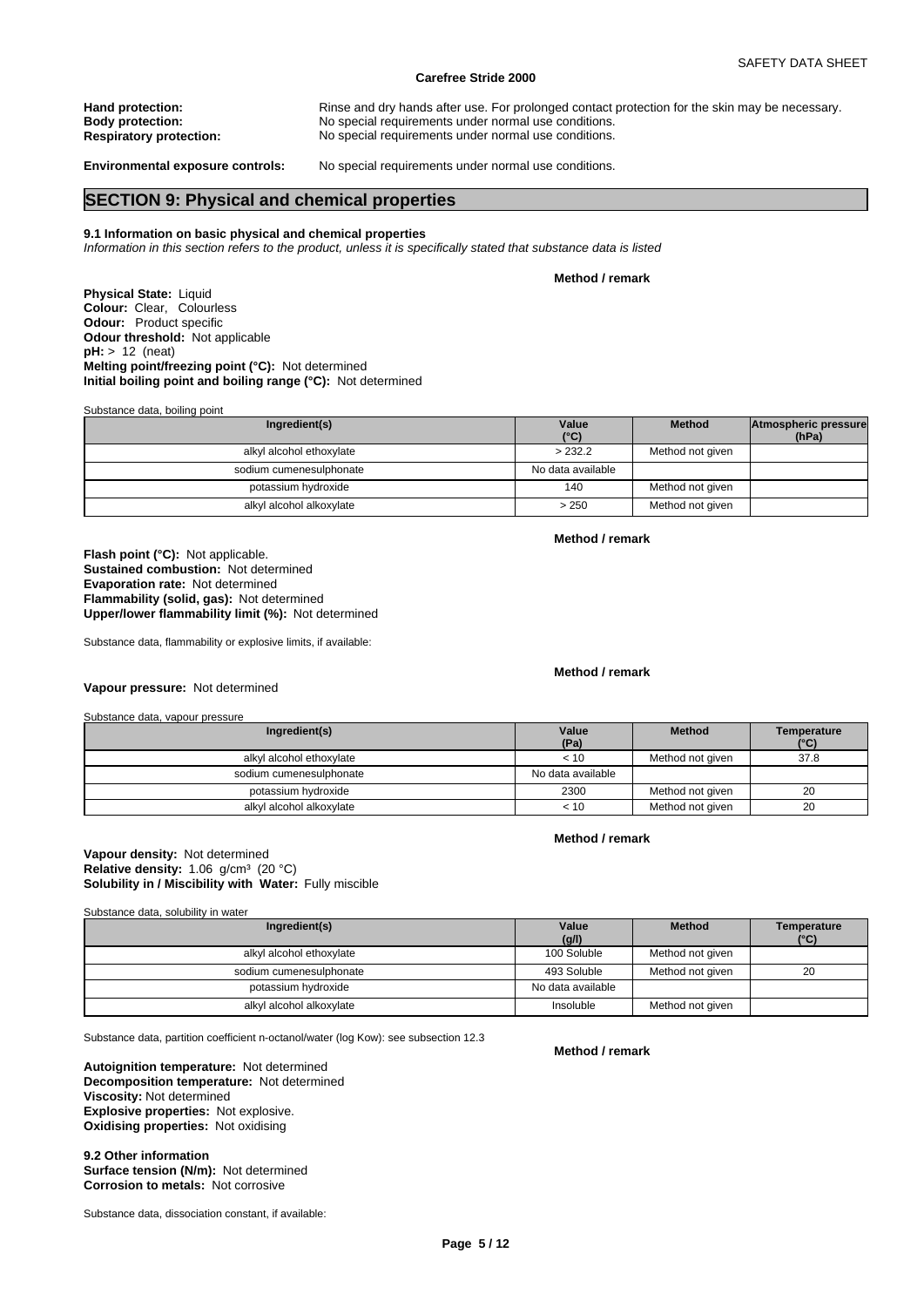**Hand protection:** Rinse and dry hands after use. For prolonged contact protection for the skin may be necessary.
**Body protection:** No special requirements under normal use conditions.
**Respiratory protection:** No special requirements under normal use conditions.

**Environmental exposure controls:** No special requirements under normal use conditions.

## SECTION 9: Physical and chemical properties

**9.1 Information on basic physical and chemical properties**
*Information in this section refers to the product, unless it is specifically stated that substance data is listed*

**Method / remark**

**Physical State:** Liquid
**Colour:** Clear, Colourless
**Odour:** Product specific
**Odour threshold:** Not applicable
**pH:** > 12 (neat)
**Melting point/freezing point (°C):** Not determined
**Initial boiling point and boiling range (°C):** Not determined

Substance data, boiling point

| Ingredient(s) | Value (°C) | Method | Atmospheric pressure (hPa) |
|---|---|---|---|
| alkyl alcohol ethoxylate | > 232.2 | Method not given | |
| sodium cumenesulphonate | No data available | | |
| potassium hydroxide | 140 | Method not given | |
| alkyl alcohol alkoxylate | > 250 | Method not given | |

**Method / remark**

**Flash point (°C):** Not applicable.
**Sustained combustion:** Not determined
**Evaporation rate:** Not determined
**Flammability (solid, gas):** Not determined
**Upper/lower flammability limit (%):** Not determined

Substance data, flammability or explosive limits, if available:

**Method / remark**

**Vapour pressure:** Not determined

Substance data, vapour pressure

| Ingredient(s) | Value (Pa) | Method | Temperature (°C) |
|---|---|---|---|
| alkyl alcohol ethoxylate | < 10 | Method not given | 37.8 |
| sodium cumenesulphonate | No data available | | |
| potassium hydroxide | 2300 | Method not given | 20 |
| alkyl alcohol alkoxylate | < 10 | Method not given | 20 |

**Method / remark**

**Vapour density:** Not determined
**Relative density:** 1.06 g/cm³ (20 °C)
**Solubility in / Miscibility with Water:** Fully miscible

Substance data, solubility in water

| Ingredient(s) | Value (g/l) | Method | Temperature (°C) |
|---|---|---|---|
| alkyl alcohol ethoxylate | 100 Soluble | Method not given | |
| sodium cumenesulphonate | 493 Soluble | Method not given | 20 |
| potassium hydroxide | No data available | | |
| alkyl alcohol alkoxylate | Insoluble | Method not given | |

Substance data, partition coefficient n-octanol/water (log Kow): see subsection 12.3

**Method / remark**

**Autoignition temperature:** Not determined
**Decomposition temperature:** Not determined
**Viscosity:** Not determined
**Explosive properties:** Not explosive.
**Oxidising properties:** Not oxidising

**9.2 Other information**
**Surface tension (N/m):** Not determined
**Corrosion to metals:** Not corrosive

Substance data, dissociation constant, if available: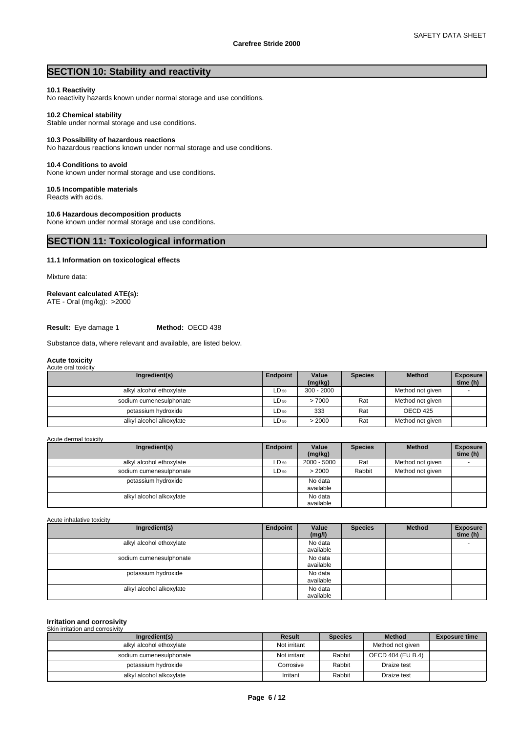## SECTION 10: Stability and reactivity

**10.1 Reactivity**
No reactivity hazards known under normal storage and use conditions.

**10.2 Chemical stability**
Stable under normal storage and use conditions.

**10.3 Possibility of hazardous reactions**
No hazardous reactions known under normal storage and use conditions.

**10.4 Conditions to avoid**
None known under normal storage and use conditions.

**10.5 Incompatible materials**
Reacts with acids.

**10.6 Hazardous decomposition products**
None known under normal storage and use conditions.

## SECTION 11: Toxicological information

**11.1 Information on toxicological effects**

Mixture data:

**Relevant calculated ATE(s):**
ATE - Oral (mg/kg): >2000

**Result:** Eye damage 1 **Method:** OECD 438

Substance data, where relevant and available, are listed below.

**Acute toxicity**
Acute oral toxicity

| Ingredient(s) | Endpoint | Value (mg/kg) | Species | Method | Exposure time (h) |
|---|---|---|---|---|---|
| alkyl alcohol ethoxylate | $LD_{50}$ | 300 - 2000 | | Method not given | - |
| sodium cumenesulphonate | $LD_{50}$ | > 7000 | Rat | Method not given | |
| potassium hydroxide | $LD_{50}$ | 333 | Rat | OECD 425 | |
| alkyl alcohol alkoxylate | $LD_{50}$ | > 2000 | Rat | Method not given | |

Acute dermal toxicity

| Ingredient(s) | Endpoint | Value (mg/kg) | Species | Method | Exposure time (h) |
|---|---|---|---|---|---|
| alkyl alcohol ethoxylate | $LD_{50}$ | 2000 - 5000 | Rat | Method not given | - |
| sodium cumenesulphonate | $LD_{50}$ | > 2000 | Rabbit | Method not given | |
| potassium hydroxide | | No data available | | | |
| alkyl alcohol alkoxylate | | No data available | | | |

Acute inhalative toxicity

| Ingredient(s) | Endpoint | Value (mg/l) | Species | Method | Exposure time (h) |
|---|---|---|---|---|---|
| alkyl alcohol ethoxylate | | No data available | | | - |
| sodium cumenesulphonate | | No data available | | | |
| potassium hydroxide | | No data available | | | |
| alkyl alcohol alkoxylate | | No data available | | | |

**Irritation and corrosivity**
Skin irritation and corrosivity

| Ingredient(s) | Result | Species | Method | Exposure time |
|---|---|---|---|---|
| alkyl alcohol ethoxylate | Not irritant | | Method not given | |
| sodium cumenesulphonate | Not irritant | Rabbit | OECD 404 (EU B.4) | |
| potassium hydroxide | Corrosive | Rabbit | Draize test | |
| alkyl alcohol alkoxylate | Irritant | Rabbit | Draize test | |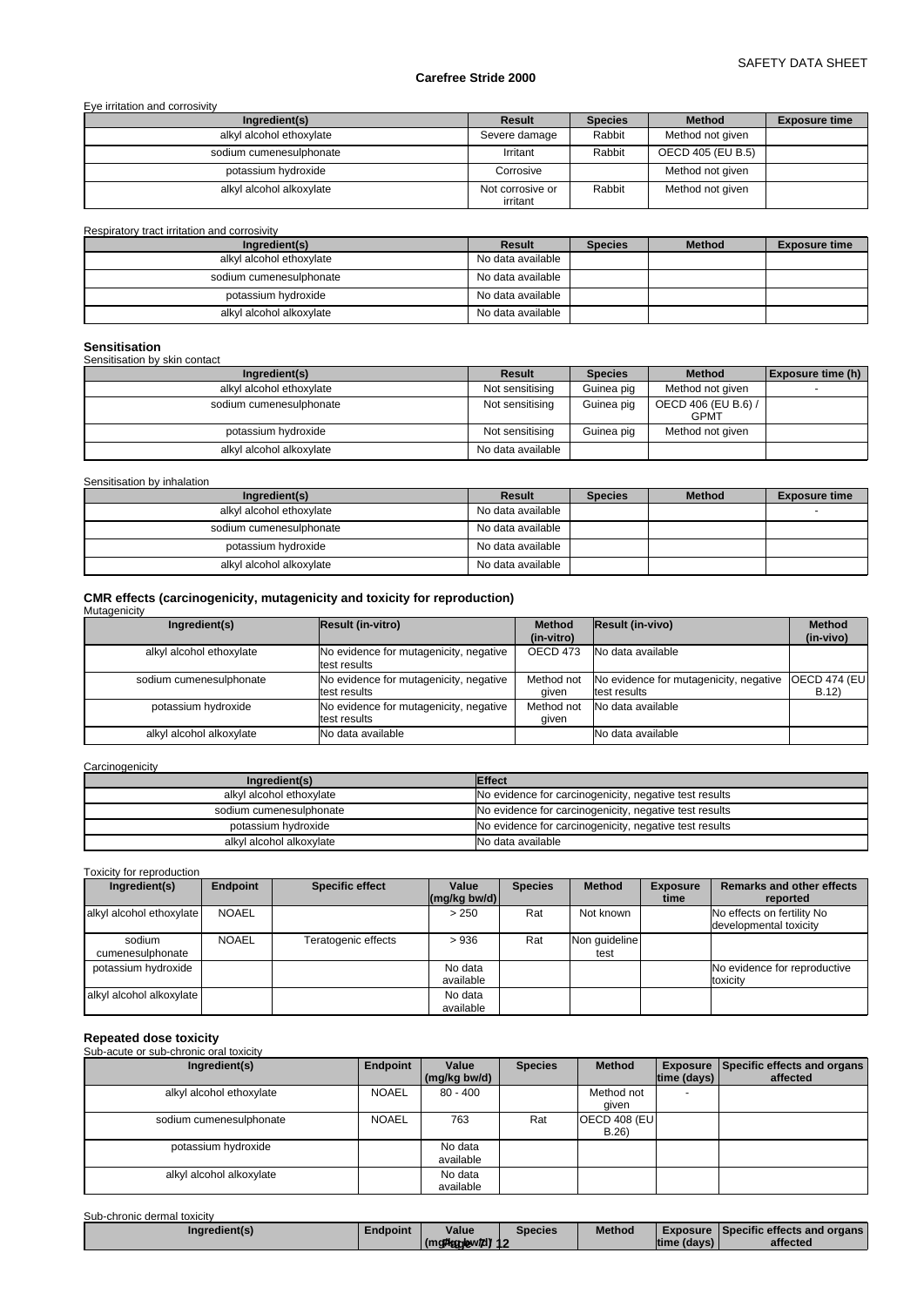Eye irritation and corrosivity

| Ingredient(s) | Result | Species | Method | Exposure time |
|---|---|---|---|---|
| alkyl alcohol ethoxylate | Severe damage | Rabbit | Method not given | |
| sodium cumenesulphonate | Irritant | Rabbit | OECD 405 (EU B.5) | |
| potassium hydroxide | Corrosive | | Method not given | |
| alkyl alcohol alkoxylate | Not corrosive or irritant | Rabbit | Method not given | |

Respiratory tract irritation and corrosivity

| Ingredient(s) | Result | Species | Method | Exposure time |
|---|---|---|---|---|
| alkyl alcohol ethoxylate | No data available | | | |
| sodium cumenesulphonate | No data available | | | |
| potassium hydroxide | No data available | | | |
| alkyl alcohol alkoxylate | No data available | | | |

## Sensitisation

Sensitisation by skin contact

| Ingredient(s) | Result | Species | Method | Exposure time (h) |
|---|---|---|---|---|
| alkyl alcohol ethoxylate | Not sensitising | Guinea pig | Method not given | - |
| sodium cumenesulphonate | Not sensitising | Guinea pig | OECD 406 (EU B.6) / GPMT | |
| potassium hydroxide | Not sensitising | Guinea pig | Method not given | |
| alkyl alcohol alkoxylate | No data available | | | |

Sensitisation by inhalation

| Ingredient(s) | Result | Species | Method | Exposure time |
|---|---|---|---|---|
| alkyl alcohol ethoxylate | No data available | | | - |
| sodium cumenesulphonate | No data available | | | |
| potassium hydroxide | No data available | | | |
| alkyl alcohol alkoxylate | No data available | | | |

## CMR effects (carcinogenicity, mutagenicity and toxicity for reproduction)

Mutagenicity

| Ingredient(s) | Result (in-vitro) | Method (in-vitro) | Result (in-vivo) | Method (in-vivo) |
|---|---|---|---|---|
| alkyl alcohol ethoxylate | No evidence for mutagenicity, negative test results | OECD 473 | No data available | |
| sodium cumenesulphonate | No evidence for mutagenicity, negative test results | Method not given | No evidence for mutagenicity, negative test results | OECD 474 (EU B.12) |
| potassium hydroxide | No evidence for mutagenicity, negative test results | Method not given | No data available | |
| alkyl alcohol alkoxylate | No data available | | No data available | |

Carcinogenicity

| Ingredient(s) | Effect |
|---|---|
| alkyl alcohol ethoxylate | No evidence for carcinogenicity, negative test results |
| sodium cumenesulphonate | No evidence for carcinogenicity, negative test results |
| potassium hydroxide | No evidence for carcinogenicity, negative test results |
| alkyl alcohol alkoxylate | No data available |

Toxicity for reproduction

| Ingredient(s) | Endpoint | Specific effect | Value (mg/kg bw/d) | Species | Method | Exposure time | Remarks and other effects reported |
|---|---|---|---|---|---|---|---|
| alkyl alcohol ethoxylate | NOAEL | | > 250 | Rat | Not known | | No effects on fertility No developmental toxicity |
| sodium cumenesulphonate | NOAEL | Teratogenic effects | > 936 | Rat | Non guideline test | | |
| potassium hydroxide | | | No data available | | | | No evidence for reproductive toxicity |
| alkyl alcohol alkoxylate | | | No data available | | | | |

## Repeated dose toxicity

Sub-acute or sub-chronic oral toxicity

| Ingredient(s) | Endpoint | Value (mg/kg bw/d) | Species | Method | Exposure time (days) | Specific effects and organs affected |
|---|---|---|---|---|---|---|
| alkyl alcohol ethoxylate | NOAEL | 80 - 400 | | Method not given | - | |
| sodium cumenesulphonate | NOAEL | 763 | Rat | OECD 408 (EU B.26) | | |
| potassium hydroxide | | No data available | | | | |
| alkyl alcohol alkoxylate | | No data available | | | | |

Sub-chronic dermal toxicity

| Ingredient(s) | Endpoint | Value (mg/kg bw/d) | Species | Method | Exposure time (days) | Specific effects and organs affected |
|---|---|---|---|---|---|---|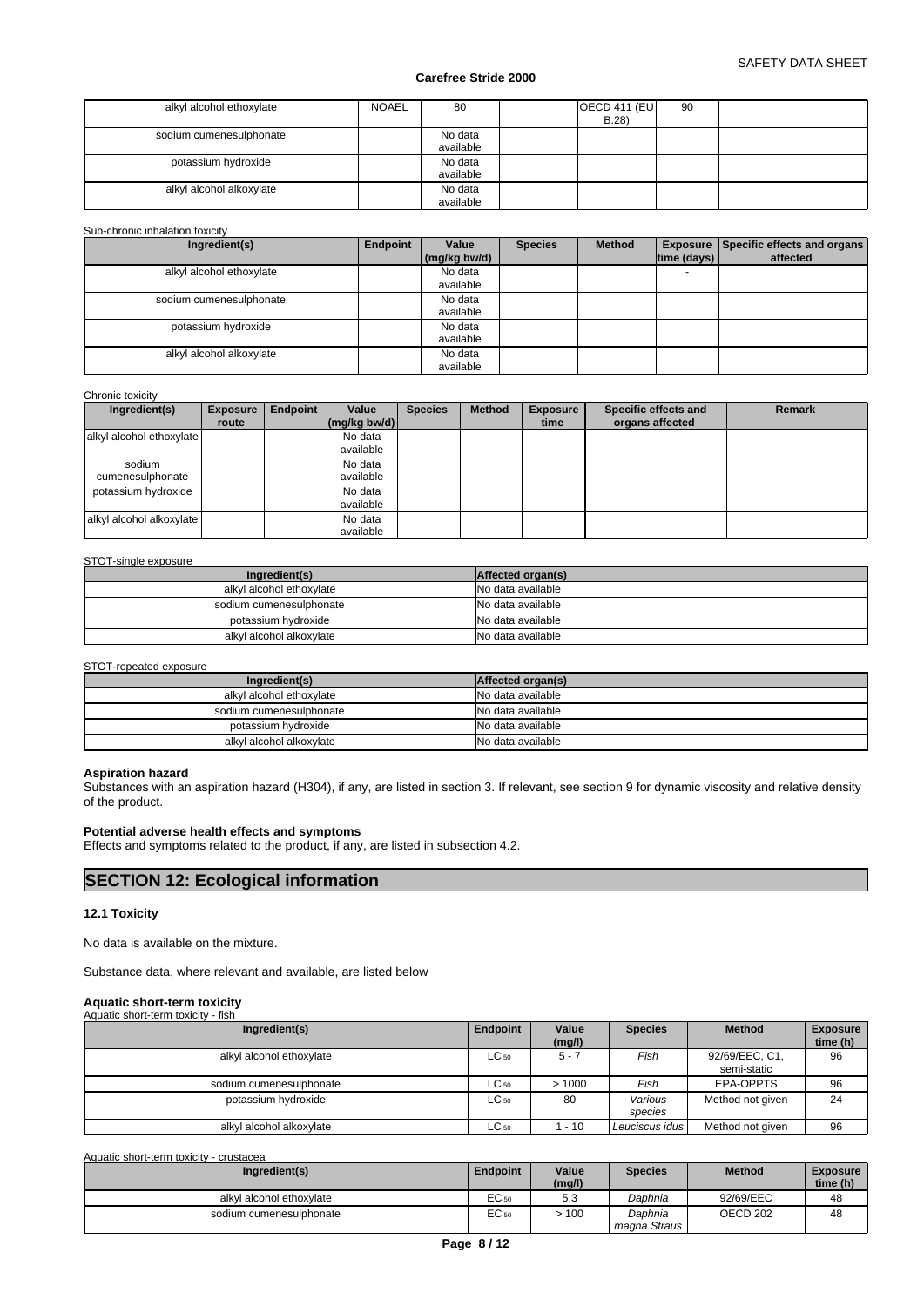| alkyl alcohol ethoxylate | NOAEL | 80 | | OECD 411 (EU B.28) | 90 | |
|---|---|---|---|---|---|---|
| sodium cumenesulphonate | | No data available | | | | |
| potassium hydroxide | | No data available | | | | |
| alkyl alcohol alkoxylate | | No data available | | | | |

Sub-chronic inhalation toxicity

| Ingredient(s) | Endpoint | Value (mg/kg bw/d) | Species | Method | Exposure time (days) | Specific effects and organs affected |
|---|---|---|---|---|---|---|
| alkyl alcohol ethoxylate | | No data available | | | - | |
| sodium cumenesulphonate | | No data available | | | | |
| potassium hydroxide | | No data available | | | | |
| alkyl alcohol alkoxylate | | No data available | | | | |

Chronic toxicity

| Ingredient(s) | Exposure route | Endpoint | Value (mg/kg bw/d) | Species | Method | Exposure time | Specific effects and organs affected | Remark |
|---|---|---|---|---|---|---|---|---|
| alkyl alcohol ethoxylate | | | No data available | | | | | |
| sodium cumenesulphonate | | | No data available | | | | | |
| potassium hydroxide | | | No data available | | | | | |
| alkyl alcohol alkoxylate | | | No data available | | | | | |

STOT-single exposure

| Ingredient(s) | Affected organ(s) |
|---|---|
| alkyl alcohol ethoxylate | No data available |
| sodium cumenesulphonate | No data available |
| potassium hydroxide | No data available |
| alkyl alcohol alkoxylate | No data available |

STOT-repeated exposure

| Ingredient(s) | Affected organ(s) |
|---|---|
| alkyl alcohol ethoxylate | No data available |
| sodium cumenesulphonate | No data available |
| potassium hydroxide | No data available |
| alkyl alcohol alkoxylate | No data available |

**Aspiration hazard**

Substances with an aspiration hazard (H304), if any, are listed in section 3. If relevant, see section 9 for dynamic viscosity and relative density of the product.

**Potential adverse health effects and symptoms**

Effects and symptoms related to the product, if any, are listed in subsection 4.2.

# SECTION 12: Ecological information

### 12.1 Toxicity

No data is available on the mixture.

Substance data, where relevant and available, are listed below

**Aquatic short-term toxicity**

Aquatic short-term toxicity - fish

| Ingredient(s) | Endpoint | Value (mg/l) | Species | Method | Exposure time (h) |
|---|---|---|---|---|---|
| alkyl alcohol ethoxylate | $LC_{50}$ | 5 - 7 | *Fish* | 92/69/EEC, C1, semi-static | 96 |
| sodium cumenesulphonate | $LC_{50}$ | > 1000 | *Fish* | EPA-OPPTS | 96 |
| potassium hydroxide | $LC_{50}$ | 80 | *Various species* | Method not given | 24 |
| alkyl alcohol alkoxylate | $LC_{50}$ | 1 - 10 | *Leuciscus idus* | Method not given | 96 |

Aquatic short-term toxicity - crustacea

| Ingredient(s) | Endpoint | Value (mg/l) | Species | Method | Exposure time (h) |
|---|---|---|---|---|---|
| alkyl alcohol ethoxylate | $EC_{50}$ | 5.3 | *Daphnia* | 92/69/EEC | 48 |
| sodium cumenesulphonate | $EC_{50}$ | > 100 | *Daphnia magna Straus* | OECD 202 | 48 |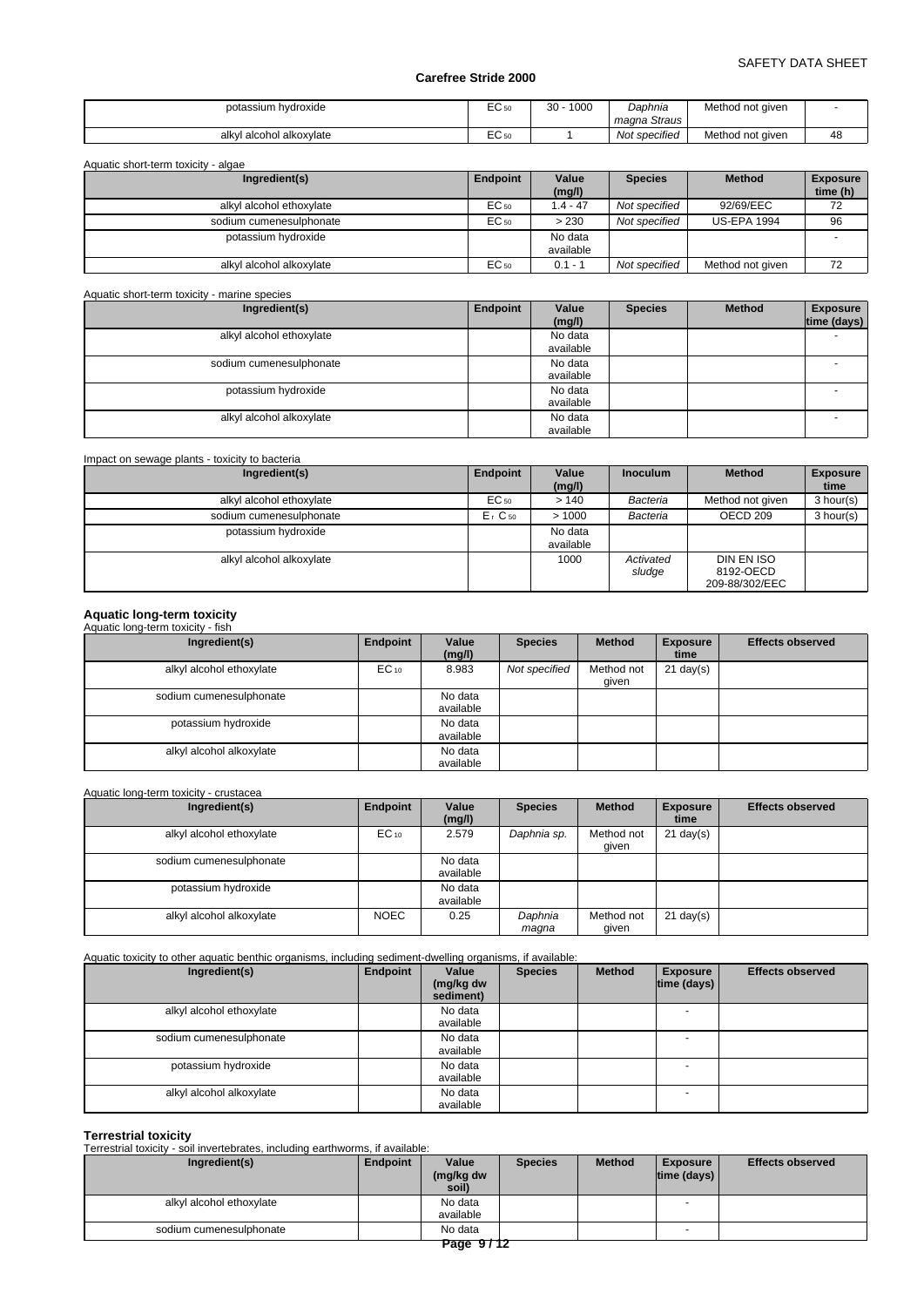| potassium hydroxide | $EC_{50}$ | 30 - 1000 | *Daphnia magna Straus* | Method not given | - |
|---|---|---|---|---|---|
| alkyl alcohol alkoxylate | $EC_{50}$ | 1 | *Not specified* | Method not given | 48 |

Aquatic short-term toxicity - algae

| Ingredient(s) | Endpoint | Value (mg/l) | Species | Method | Exposure time (h) |
|---|---|---|---|---|---|
| alkyl alcohol ethoxylate | $EC_{50}$ | 1.4 - 47 | *Not specified* | 92/69/EEC | 72 |
| sodium cumenesulphonate | $EC_{50}$ | > 230 | *Not specified* | US-EPA 1994 | 96 |
| potassium hydroxide | | No data available | | | - |
| alkyl alcohol alkoxylate | $EC_{50}$ | 0.1 - 1 | *Not specified* | Method not given | 72 |

Aquatic short-term toxicity - marine species

| Ingredient(s) | Endpoint | Value (mg/l) | Species | Method | Exposure time (days) |
|---|---|---|---|---|---|
| alkyl alcohol ethoxylate | | No data available | | | - |
| sodium cumenesulphonate | | No data available | | | - |
| potassium hydroxide | | No data available | | | - |
| alkyl alcohol alkoxylate | | No data available | | | - |

Impact on sewage plants - toxicity to bacteria

| Ingredient(s) | Endpoint | Value (mg/l) | Inoculum | Method | Exposure time |
|---|---|---|---|---|---|
| alkyl alcohol ethoxylate | $EC_{50}$ | > 140 | *Bacteria* | Method not given | 3 hour(s) |
| sodium cumenesulphonate | $E_rC_{50}$ | > 1000 | *Bacteria* | OECD 209 | 3 hour(s) |
| potassium hydroxide | | No data available | | | |
| alkyl alcohol alkoxylate | | 1000 | *Activated sludge* | DIN EN ISO 8192-OECD 209-88/302/EEC | |

**Aquatic long-term toxicity**

Aquatic long-term toxicity - fish

| Ingredient(s) | Endpoint | Value (mg/l) | Species | Method | Exposure time | Effects observed |
|---|---|---|---|---|---|---|
| alkyl alcohol ethoxylate | $EC_{10}$ | 8.983 | *Not specified* | Method not given | 21 day(s) | |
| sodium cumenesulphonate | | No data available | | | | |
| potassium hydroxide | | No data available | | | | |
| alkyl alcohol alkoxylate | | No data available | | | | |

Aquatic long-term toxicity - crustacea

| Ingredient(s) | Endpoint | Value (mg/l) | Species | Method | Exposure time | Effects observed |
|---|---|---|---|---|---|---|
| alkyl alcohol ethoxylate | $EC_{10}$ | 2.579 | *Daphnia sp.* | Method not given | 21 day(s) | |
| sodium cumenesulphonate | | No data available | | | | |
| potassium hydroxide | | No data available | | | | |
| alkyl alcohol alkoxylate | NOEC | 0.25 | *Daphnia magna* | Method not given | 21 day(s) | |

Aquatic toxicity to other aquatic benthic organisms, including sediment-dwelling organisms, if available:

| Ingredient(s) | Endpoint | Value (mg/kg dw sediment) | Species | Method | Exposure time (days) | Effects observed |
|---|---|---|---|---|---|---|
| alkyl alcohol ethoxylate | | No data available | | | - | |
| sodium cumenesulphonate | | No data available | | | - | |
| potassium hydroxide | | No data available | | | - | |
| alkyl alcohol alkoxylate | | No data available | | | - | |

**Terrestrial toxicity**

Terrestrial toxicity - soil invertebrates, including earthworms, if available:

| Ingredient(s) | Endpoint | Value (mg/kg dw soil) | Species | Method | Exposure time (days) | Effects observed |
|---|---|---|---|---|---|---|
| alkyl alcohol ethoxylate | | No data available | | | - | |
| sodium cumenesulphonate | | No data | | | - | |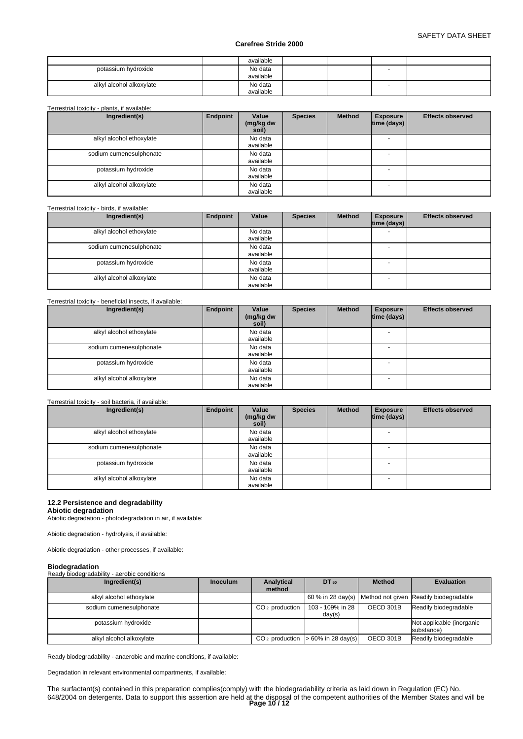| | | available | | | | |
|---|---|---|---|---|---|---|
| potassium hydroxide | | No data available | | | - | |
| alkyl alcohol alkoxylate | | No data available | | | - | |

Terrestrial toxicity - plants, if available:

| Ingredient(s) | Endpoint | Value (mg/kg dw soil) | Species | Method | Exposure time (days) | Effects observed |
|---|---|---|---|---|---|---|
| alkyl alcohol ethoxylate | | No data available | | | - | |
| sodium cumenesulphonate | | No data available | | | - | |
| potassium hydroxide | | No data available | | | - | |
| alkyl alcohol alkoxylate | | No data available | | | - | |

Terrestrial toxicity - birds, if available:

| Ingredient(s) | Endpoint | Value | Species | Method | Exposure time (days) | Effects observed |
|---|---|---|---|---|---|---|
| alkyl alcohol ethoxylate | | No data available | | | - | |
| sodium cumenesulphonate | | No data available | | | - | |
| potassium hydroxide | | No data available | | | - | |
| alkyl alcohol alkoxylate | | No data available | | | - | |

Terrestrial toxicity - beneficial insects, if available:

| Ingredient(s) | Endpoint | Value (mg/kg dw soil) | Species | Method | Exposure time (days) | Effects observed |
|---|---|---|---|---|---|---|
| alkyl alcohol ethoxylate | | No data available | | | - | |
| sodium cumenesulphonate | | No data available | | | - | |
| potassium hydroxide | | No data available | | | - | |
| alkyl alcohol alkoxylate | | No data available | | | - | |

Terrestrial toxicity - soil bacteria, if available:

| Ingredient(s) | Endpoint | Value (mg/kg dw soil) | Species | Method | Exposure time (days) | Effects observed |
|---|---|---|---|---|---|---|
| alkyl alcohol ethoxylate | | No data available | | | - | |
| sodium cumenesulphonate | | No data available | | | - | |
| potassium hydroxide | | No data available | | | - | |
| alkyl alcohol alkoxylate | | No data available | | | - | |

### 12.2 Persistence and degradability

**Abiotic degradation**

Abiotic degradation - photodegradation in air, if available:

Abiotic degradation - hydrolysis, if available:

Abiotic degradation - other processes, if available:

**Biodegradation**

Ready biodegradability - aerobic conditions

| Ingredient(s) | Inoculum | Analytical method | $DT_{50}$ | Method | Evaluation |
|---|---|---|---|---|---|
| alkyl alcohol ethoxylate | | | 60 % in 28 day(s) | Method not given | Readily biodegradable |
| sodium cumenesulphonate | | $CO_2$ production | 103 - 109% in 28 day(s) | OECD 301B | Readily biodegradable |
| potassium hydroxide | | | | | Not applicable (inorganic substance) |
| alkyl alcohol alkoxylate | | $CO_2$ production | > 60% in 28 day(s) | OECD 301B | Readily biodegradable |

Ready biodegradability - anaerobic and marine conditions, if available:

Degradation in relevant environmental compartments, if available:

The surfactant(s) contained in this preparation complies(comply) with the biodegradability criteria as laid down in Regulation (EC) No. 648/2004 on detergents. Data to support this assertion are held at the disposal of the competent authorities of the Member States and will be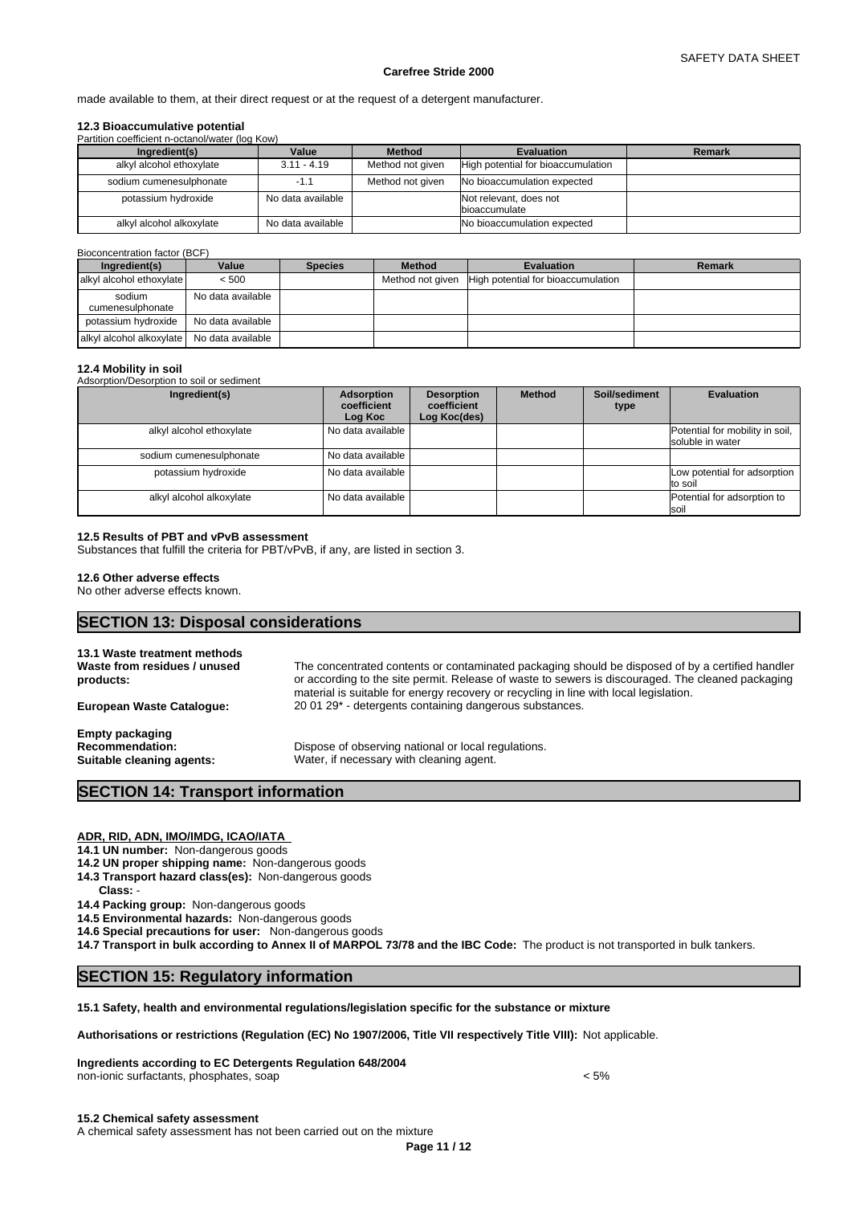made available to them, at their direct request or at the request of a detergent manufacturer.

### 12.3 Bioaccumulative potential

Partition coefficient n-octanol/water (log Kow)

| Ingredient(s) | Value | Method | Evaluation | Remark |
|---|---|---|---|---|
| alkyl alcohol ethoxylate | 3.11 - 4.19 | Method not given | High potential for bioaccumulation | |
| sodium cumenesulphonate | -1.1 | Method not given | No bioaccumulation expected | |
| potassium hydroxide | No data available | | Not relevant, does not bioaccumulate | |
| alkyl alcohol alkoxylate | No data available | | No bioaccumulation expected | |

Bioconcentration factor (BCF)

| Ingredient(s) | Value | Species | Method | Evaluation | Remark |
|---|---|---|---|---|---|
| alkyl alcohol ethoxylate | < 500 | | Method not given | High potential for bioaccumulation | |
| sodium cumenesulphonate | No data available | | | | |
| potassium hydroxide | No data available | | | | |
| alkyl alcohol alkoxylate | No data available | | | | |

### 12.4 Mobility in soil

Adsorption/Desorption to soil or sediment

| Ingredient(s) | Adsorption coefficient Log Koc | Desorption coefficient Log Koc(des) | Method | Soil/sediment type | Evaluation |
|---|---|---|---|---|---|
| alkyl alcohol ethoxylate | No data available | | | | Potential for mobility in soil, soluble in water |
| sodium cumenesulphonate | No data available | | | | |
| potassium hydroxide | No data available | | | | Low potential for adsorption to soil |
| alkyl alcohol alkoxylate | No data available | | | | Potential for adsorption to soil |

### 12.5 Results of PBT and vPvB assessment

Substances that fulfill the criteria for PBT/vPvB, if any, are listed in section 3.

### 12.6 Other adverse effects

No other adverse effects known.

## SECTION 13: Disposal considerations

### 13.1 Waste treatment methods

**Waste from residues / unused products:** The concentrated contents or contaminated packaging should be disposed of by a certified handler or according to the site permit. Release of waste to sewers is discouraged. The cleaned packaging material is suitable for energy recovery or recycling in line with local legislation.

**European Waste Catalogue:** 20 01 29* - detergents containing dangerous substances.

**Empty packaging**

**Recommendation:** Dispose of observing national or local regulations.

**Suitable cleaning agents:** Water, if necessary with cleaning agent.

## SECTION 14: Transport information

**ADR, RID, ADN, IMO/IMDG, ICAO/IATA**

**14.1 UN number:** Non-dangerous goods

**14.2 UN proper shipping name:** Non-dangerous goods

**14.3 Transport hazard class(es):** Non-dangerous goods

**Class:** -

**14.4 Packing group:** Non-dangerous goods

**14.5 Environmental hazards:** Non-dangerous goods

**14.6 Special precautions for user:** Non-dangerous goods

**14.7 Transport in bulk according to Annex II of MARPOL 73/78 and the IBC Code:** The product is not transported in bulk tankers.

## SECTION 15: Regulatory information

**15.1 Safety, health and environmental regulations/legislation specific for the substance or mixture**

**Authorisations or restrictions (Regulation (EC) No 1907/2006, Title VII respectively Title VIII):** Not applicable.

**Ingredients according to EC Detergents Regulation 648/2004**

non-ionic surfactants, phosphates, soap < 5%

**15.2 Chemical safety assessment**

A chemical safety assessment has not been carried out on the mixture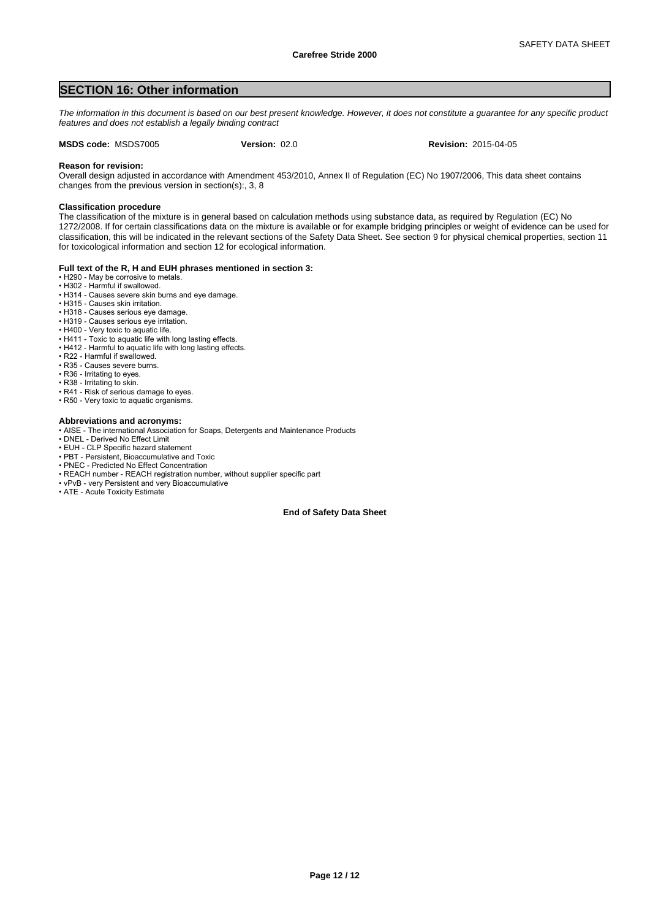## SECTION 16: Other information

*The information in this document is based on our best present knowledge. However, it does not constitute a guarantee for any specific product features and does not establish a legally binding contract*

**MSDS code:** MSDS7005 **Version:** 02.0 **Revision:** 2015-04-05

**Reason for revision:**
Overall design adjusted in accordance with Amendment 453/2010, Annex II of Regulation (EC) No 1907/2006, This data sheet contains changes from the previous version in section(s):, 3, 8

**Classification procedure**
The classification of the mixture is in general based on calculation methods using substance data, as required by Regulation (EC) No 1272/2008. If for certain classifications data on the mixture is available or for example bridging principles or weight of evidence can be used for classification, this will be indicated in the relevant sections of the Safety Data Sheet. See section 9 for physical chemical properties, section 11 for toxicological information and section 12 for ecological information.

**Full text of the R, H and EUH phrases mentioned in section 3:**
- H290 - May be corrosive to metals.
- H302 - Harmful if swallowed.
- H314 - Causes severe skin burns and eye damage.
- H315 - Causes skin irritation.
- H318 - Causes serious eye damage.
- H319 - Causes serious eye irritation.
- H400 - Very toxic to aquatic life.
- H411 - Toxic to aquatic life with long lasting effects.
- H412 - Harmful to aquatic life with long lasting effects.
- R22 - Harmful if swallowed.
- R35 - Causes severe burns.
- R36 - Irritating to eyes.
- R38 - Irritating to skin.
- R41 - Risk of serious damage to eyes.
- R50 - Very toxic to aquatic organisms.

**Abbreviations and acronyms:**
- AISE - The international Association for Soaps, Detergents and Maintenance Products
- DNEL - Derived No Effect Limit
- EUH - CLP Specific hazard statement
- PBT - Persistent, Bioaccumulative and Toxic
- PNEC - Predicted No Effect Concentration
- REACH number - REACH registration number, without supplier specific part
- vPvB - very Persistent and very Bioaccumulative
- ATE - Acute Toxicity Estimate

**End of Safety Data Sheet**